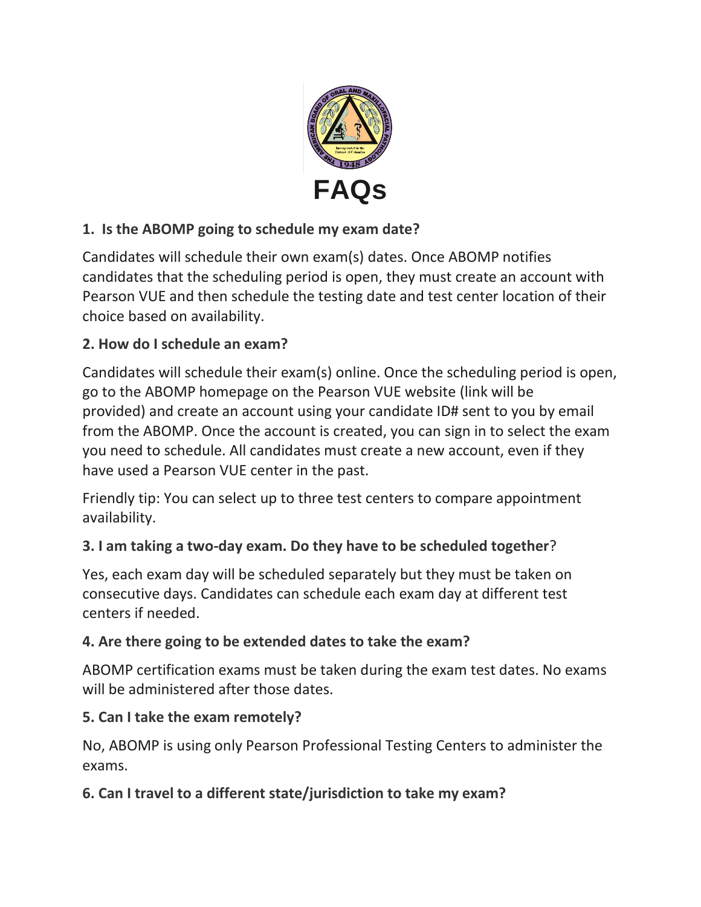# FAQs

**1. Is the ABOMP going to schedule my exam date?**

Candidates will schedule their own exam(s) dates. Once ABOMP notifies candidates that the scheduling period is open, they must create an account with Pearson VUE and then schedule the testing date and test center location of their choice based on availability.

**2. How do I schedule an exam?**

Candidates will schedule their exam(s) online. Once the scheduling period is open, go to the ABOMP homepage on the Pearson VUE website (link will be provided) and create an account using your candidate ID# sent to you by email from the ABOMP. Once the account is created, you can sign in to select the exam you need to schedule. All candidates must create a new account, even if they have used a Pearson VUE center in the past.

Friendly tip: You can select up to three test centers to compare appointment availability.

**3. I am taking a two-day exam. Do they have to be scheduled together?**

Yes, each exam day will be scheduled separately but they must be taken on consecutive days. Candidates can schedule each exam day at different test centers if needed.

**4. Are there going to be extended dates to take the exam?**

ABOMP certification exams must be taken during the exam test dates. No exams will be administered after those dates.

**5. Can I take the exam remotely?**

No, ABOMP is using only Pearson Professional Testing Centers to administer the exams.

**6. Can I travel to a different state/jurisdiction to take my exam?**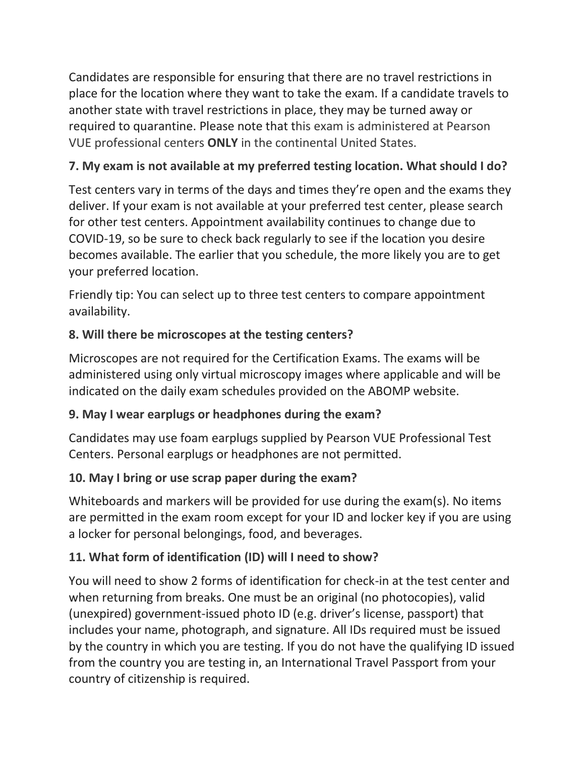Candidates are responsible for ensuring that there are no travel restrictions in place for the location where they want to take the exam. If a candidate travels to another state with travel restrictions in place, they may be turned away or required to quarantine. Please note that this exam is administered at Pearson VUE professional centers **ONLY** in the continental United States.

### 7. My exam is not available at my preferred testing location. What should I do?

Test centers vary in terms of the days and times they're open and the exams they deliver. If your exam is not available at your preferred test center, please search for other test centers. Appointment availability continues to change due to COVID-19, so be sure to check back regularly to see if the location you desire becomes available. The earlier that you schedule, the more likely you are to get your preferred location.

Friendly tip: You can select up to three test centers to compare appointment availability.

### 8. Will there be microscopes at the testing centers?

Microscopes are not required for the Certification Exams. The exams will be administered using only virtual microscopy images where applicable and will be indicated on the daily exam schedules provided on the ABOMP website.

### 9. May I wear earplugs or headphones during the exam?

Candidates may use foam earplugs supplied by Pearson VUE Professional Test Centers. Personal earplugs or headphones are not permitted.

### 10. May I bring or use scrap paper during the exam?

Whiteboards and markers will be provided for use during the exam(s). No items are permitted in the exam room except for your ID and locker key if you are using a locker for personal belongings, food, and beverages.

### 11. What form of identification (ID) will I need to show?

You will need to show 2 forms of identification for check-in at the test center and when returning from breaks. One must be an original (no photocopies), valid (unexpired) government-issued photo ID (e.g. driver's license, passport) that includes your name, photograph, and signature. All IDs required must be issued by the country in which you are testing. If you do not have the qualifying ID issued from the country you are testing in, an International Travel Passport from your country of citizenship is required.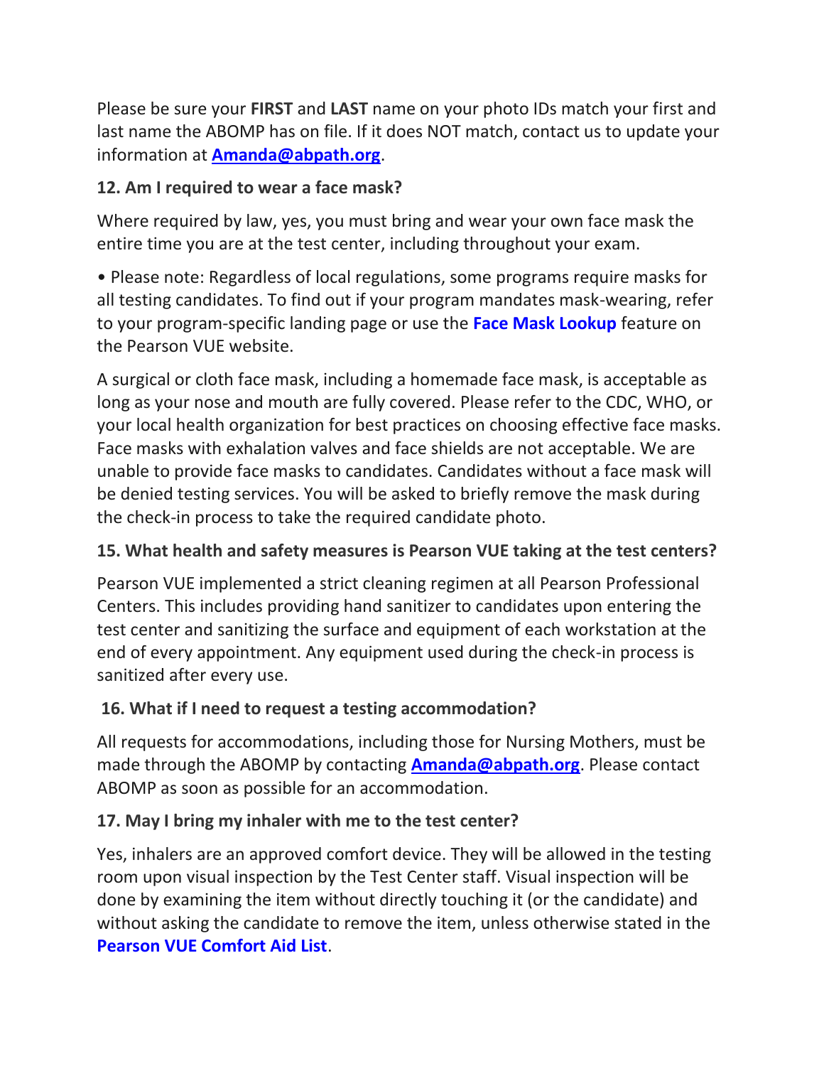Please be sure your **FIRST** and **LAST** name on your photo IDs match your first and last name the ABOMP has on file. If it does NOT match, contact us to update your information at **Amanda@abpath.org**.

**12. Am I required to wear a face mask?**

Where required by law, yes, you must bring and wear your own face mask the entire time you are at the test center, including throughout your exam.

- Please note: Regardless of local regulations, some programs require masks for all testing candidates. To find out if your program mandates mask-wearing, refer to your program-specific landing page or use the **Face Mask Lookup** feature on the Pearson VUE website.

A surgical or cloth face mask, including a homemade face mask, is acceptable as long as your nose and mouth are fully covered. Please refer to the CDC, WHO, or your local health organization for best practices on choosing effective face masks. Face masks with exhalation valves and face shields are not acceptable. We are unable to provide face masks to candidates. Candidates without a face mask will be denied testing services. You will be asked to briefly remove the mask during the check-in process to take the required candidate photo.

**15. What health and safety measures is Pearson VUE taking at the test centers?**

Pearson VUE implemented a strict cleaning regimen at all Pearson Professional Centers. This includes providing hand sanitizer to candidates upon entering the test center and sanitizing the surface and equipment of each workstation at the end of every appointment. Any equipment used during the check-in process is sanitized after every use.

**16. What if I need to request a testing accommodation?**

All requests for accommodations, including those for Nursing Mothers, must be made through the ABOMP by contacting **Amanda@abpath.org**. Please contact ABOMP as soon as possible for an accommodation.

**17. May I bring my inhaler with me to the test center?**

Yes, inhalers are an approved comfort device. They will be allowed in the testing room upon visual inspection by the Test Center staff. Visual inspection will be done by examining the item without directly touching it (or the candidate) and without asking the candidate to remove the item, unless otherwise stated in the **Pearson VUE Comfort Aid List**.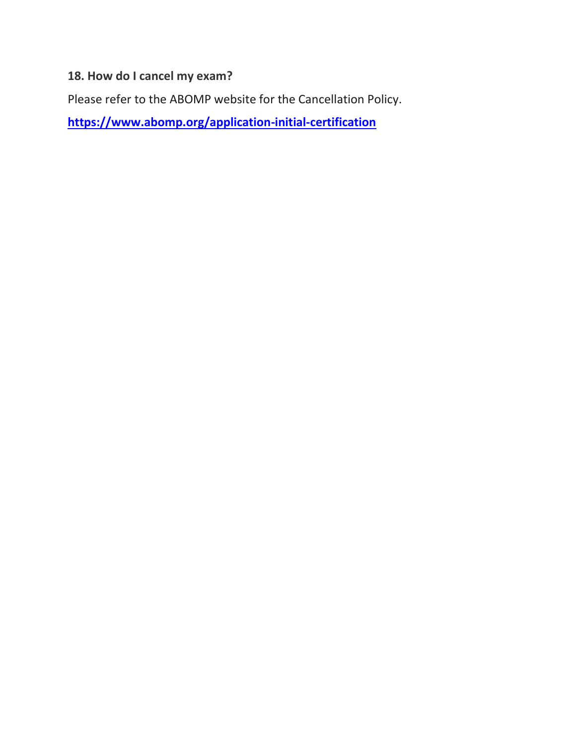**18. How do I cancel my exam?**

Please refer to the ABOMP website for the Cancellation Policy.

**https://www.abomp.org/application-initial-certification**